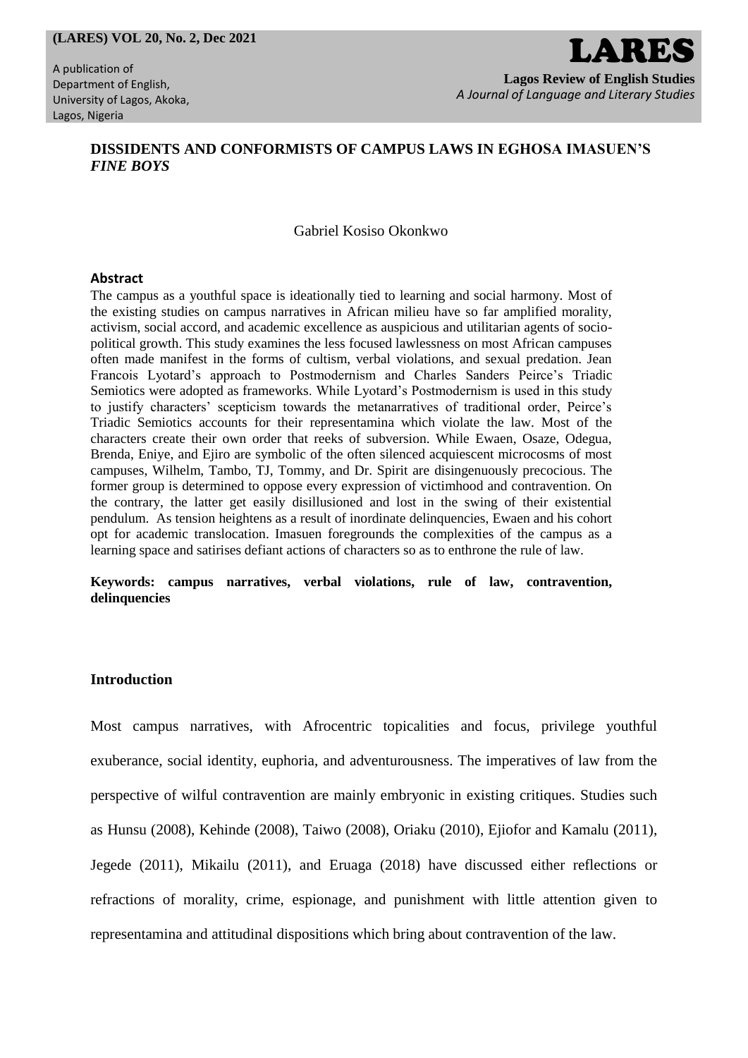# DISSIDENTS AND CONFORMISTS OF CAMPUS LAWS IN EGHOSA IMASUEN'S *FINE BOYS*

Gabriel Kosiso Okonkwo

## Abstract

The campus as a youthful space is ideationally tied to learning and social harmony. Most of the existing studies on campus narratives in African milieu have so far amplified morality, activism, social accord, and academic excellence as auspicious and utilitarian agents of socio-political growth. This study examines the less focused lawlessness on most African campuses often made manifest in the forms of cultism, verbal violations, and sexual predation. Jean Francois Lyotard's approach to Postmodernism and Charles Sanders Peirce's Triadic Semiotics were adopted as frameworks. While Lyotard's Postmodernism is used in this study to justify characters' scepticism towards the metanarratives of traditional order, Peirce's Triadic Semiotics accounts for their representamina which violate the law. Most of the characters create their own order that reeks of subversion. While Ewaen, Osaze, Odegua, Brenda, Eniye, and Ejiro are symbolic of the often silenced acquiescent microcosms of most campuses, Wilhelm, Tambo, TJ, Tommy, and Dr. Spirit are disingenuously precocious. The former group is determined to oppose every expression of victimhood and contravention. On the contrary, the latter get easily disillusioned and lost in the swing of their existential pendulum. As tension heightens as a result of inordinate delinquencies, Ewaen and his cohort opt for academic translocation. Imasuen foregrounds the complexities of the campus as a learning space and satirises defiant actions of characters so as to enthrone the rule of law.

**Keywords: campus narratives, verbal violations, rule of law, contravention, delinquencies**

## Introduction

Most campus narratives, with Afrocentric topicalities and focus, privilege youthful exuberance, social identity, euphoria, and adventurousness. The imperatives of law from the perspective of wilful contravention are mainly embryonic in existing critiques. Studies such as Hunsu (2008), Kehinde (2008), Taiwo (2008), Oriaku (2010), Ejiofor and Kamalu (2011), Jegede (2011), Mikailu (2011), and Eruaga (2018) have discussed either reflections or refractions of morality, crime, espionage, and punishment with little attention given to representamina and attitudinal dispositions which bring about contravention of the law.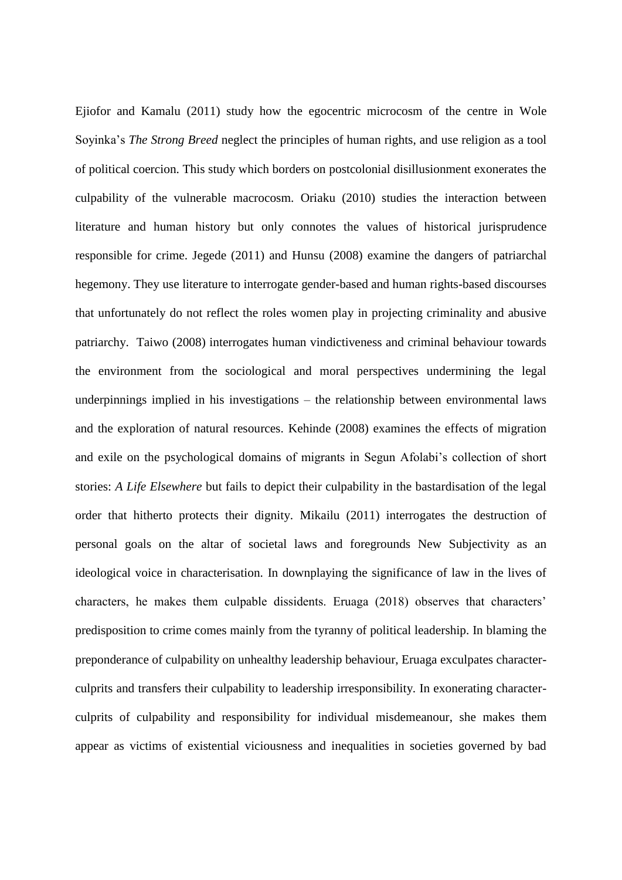Ejiofor and Kamalu (2011) study how the egocentric microcosm of the centre in Wole Soyinka's *The Strong Breed* neglect the principles of human rights, and use religion as a tool of political coercion. This study which borders on postcolonial disillusionment exonerates the culpability of the vulnerable macrocosm. Oriaku (2010) studies the interaction between literature and human history but only connotes the values of historical jurisprudence responsible for crime. Jegede (2011) and Hunsu (2008) examine the dangers of patriarchal hegemony. They use literature to interrogate gender-based and human rights-based discourses that unfortunately do not reflect the roles women play in projecting criminality and abusive patriarchy. Taiwo (2008) interrogates human vindictiveness and criminal behaviour towards the environment from the sociological and moral perspectives undermining the legal underpinnings implied in his investigations – the relationship between environmental laws and the exploration of natural resources. Kehinde (2008) examines the effects of migration and exile on the psychological domains of migrants in Segun Afolabi's collection of short stories: *A Life Elsewhere* but fails to depict their culpability in the bastardisation of the legal order that hitherto protects their dignity. Mikailu (2011) interrogates the destruction of personal goals on the altar of societal laws and foregrounds New Subjectivity as an ideological voice in characterisation. In downplaying the significance of law in the lives of characters, he makes them culpable dissidents. Eruaga (2018) observes that characters' predisposition to crime comes mainly from the tyranny of political leadership. In blaming the preponderance of culpability on unhealthy leadership behaviour, Eruaga exculpates character-culprits and transfers their culpability to leadership irresponsibility. In exonerating character-culprits of culpability and responsibility for individual misdemeanour, she makes them appear as victims of existential viciousness and inequalities in societies governed by bad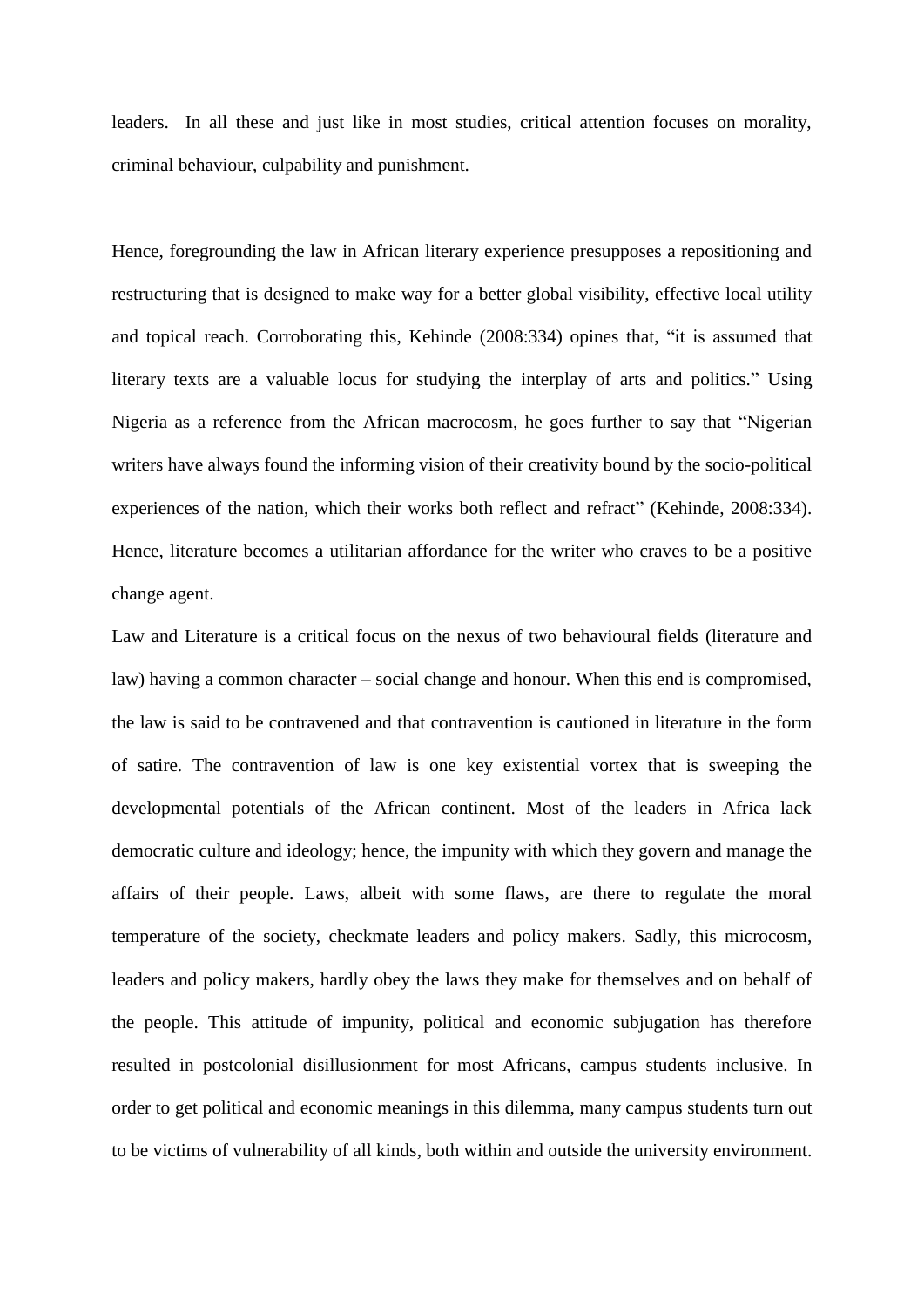leaders. In all these and just like in most studies, critical attention focuses on morality, criminal behaviour, culpability and punishment.

Hence, foregrounding the law in African literary experience presupposes a repositioning and restructuring that is designed to make way for a better global visibility, effective local utility and topical reach. Corroborating this, Kehinde (2008:334) opines that, "it is assumed that literary texts are a valuable locus for studying the interplay of arts and politics." Using Nigeria as a reference from the African macrocosm, he goes further to say that "Nigerian writers have always found the informing vision of their creativity bound by the socio-political experiences of the nation, which their works both reflect and refract" (Kehinde, 2008:334). Hence, literature becomes a utilitarian affordance for the writer who craves to be a positive change agent.

Law and Literature is a critical focus on the nexus of two behavioural fields (literature and law) having a common character – social change and honour. When this end is compromised, the law is said to be contravened and that contravention is cautioned in literature in the form of satire. The contravention of law is one key existential vortex that is sweeping the developmental potentials of the African continent. Most of the leaders in Africa lack democratic culture and ideology; hence, the impunity with which they govern and manage the affairs of their people. Laws, albeit with some flaws, are there to regulate the moral temperature of the society, checkmate leaders and policy makers. Sadly, this microcosm, leaders and policy makers, hardly obey the laws they make for themselves and on behalf of the people. This attitude of impunity, political and economic subjugation has therefore resulted in postcolonial disillusionment for most Africans, campus students inclusive. In order to get political and economic meanings in this dilemma, many campus students turn out to be victims of vulnerability of all kinds, both within and outside the university environment.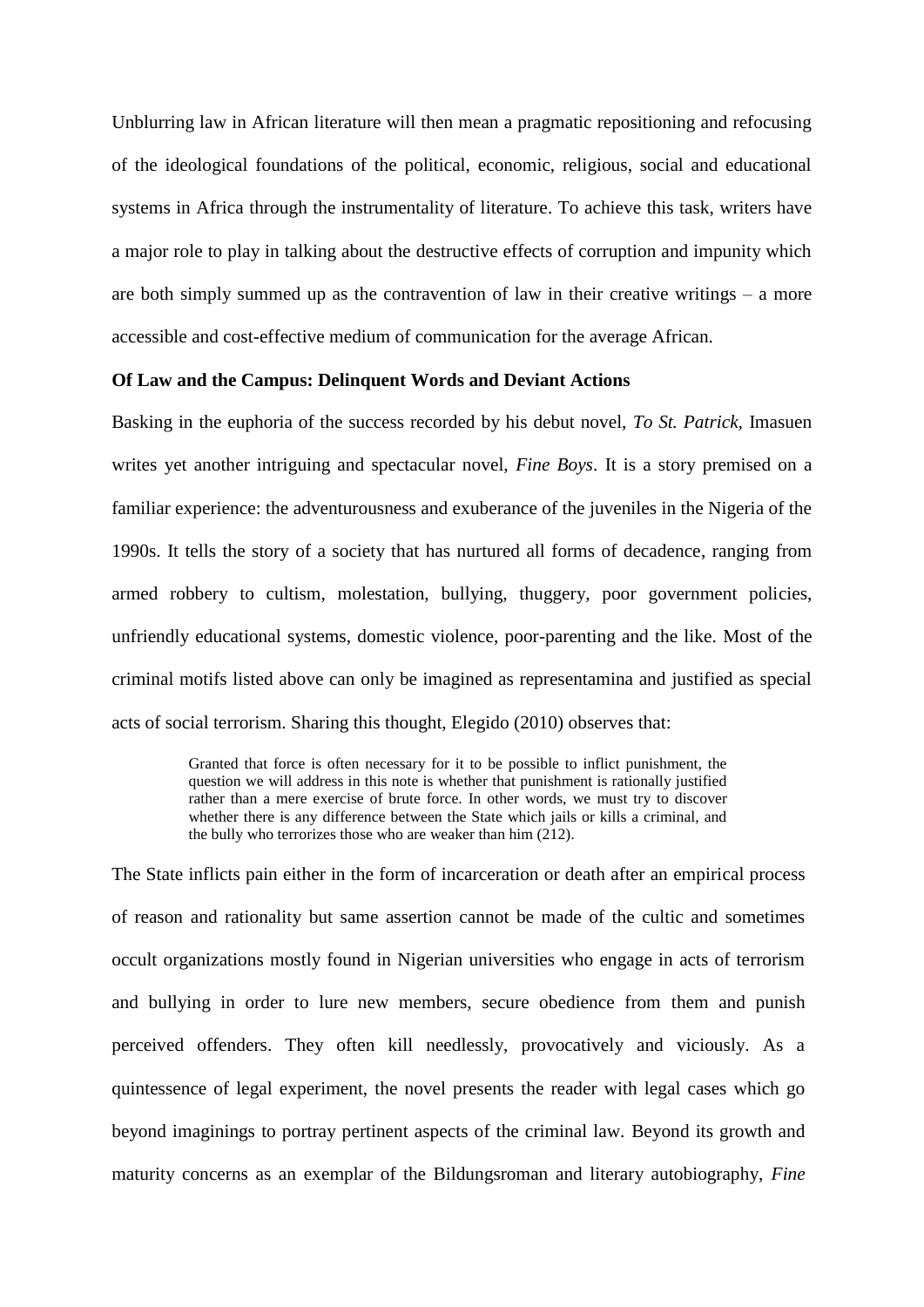Unblurring law in African literature will then mean a pragmatic repositioning and refocusing of the ideological foundations of the political, economic, religious, social and educational systems in Africa through the instrumentality of literature. To achieve this task, writers have a major role to play in talking about the destructive effects of corruption and impunity which are both simply summed up as the contravention of law in their creative writings – a more accessible and cost-effective medium of communication for the average African.

**Of Law and the Campus: Delinquent Words and Deviant Actions**

Basking in the euphoria of the success recorded by his debut novel, *To St. Patrick*, Imasuen writes yet another intriguing and spectacular novel, *Fine Boys*. It is a story premised on a familiar experience: the adventurousness and exuberance of the juveniles in the Nigeria of the 1990s. It tells the story of a society that has nurtured all forms of decadence, ranging from armed robbery to cultism, molestation, bullying, thuggery, poor government policies, unfriendly educational systems, domestic violence, poor-parenting and the like. Most of the criminal motifs listed above can only be imagined as representamina and justified as special acts of social terrorism. Sharing this thought, Elegido (2010) observes that:

> Granted that force is often necessary for it to be possible to inflict punishment, the question we will address in this note is whether that punishment is rationally justified rather than a mere exercise of brute force. In other words, we must try to discover whether there is any difference between the State which jails or kills a criminal, and the bully who terrorizes those who are weaker than him (212).

The State inflicts pain either in the form of incarceration or death after an empirical process of reason and rationality but same assertion cannot be made of the cultic and sometimes occult organizations mostly found in Nigerian universities who engage in acts of terrorism and bullying in order to lure new members, secure obedience from them and punish perceived offenders. They often kill needlessly, provocatively and viciously. As a quintessence of legal experiment, the novel presents the reader with legal cases which go beyond imaginings to portray pertinent aspects of the criminal law. Beyond its growth and maturity concerns as an exemplar of the Bildungsroman and literary autobiography, *Fine*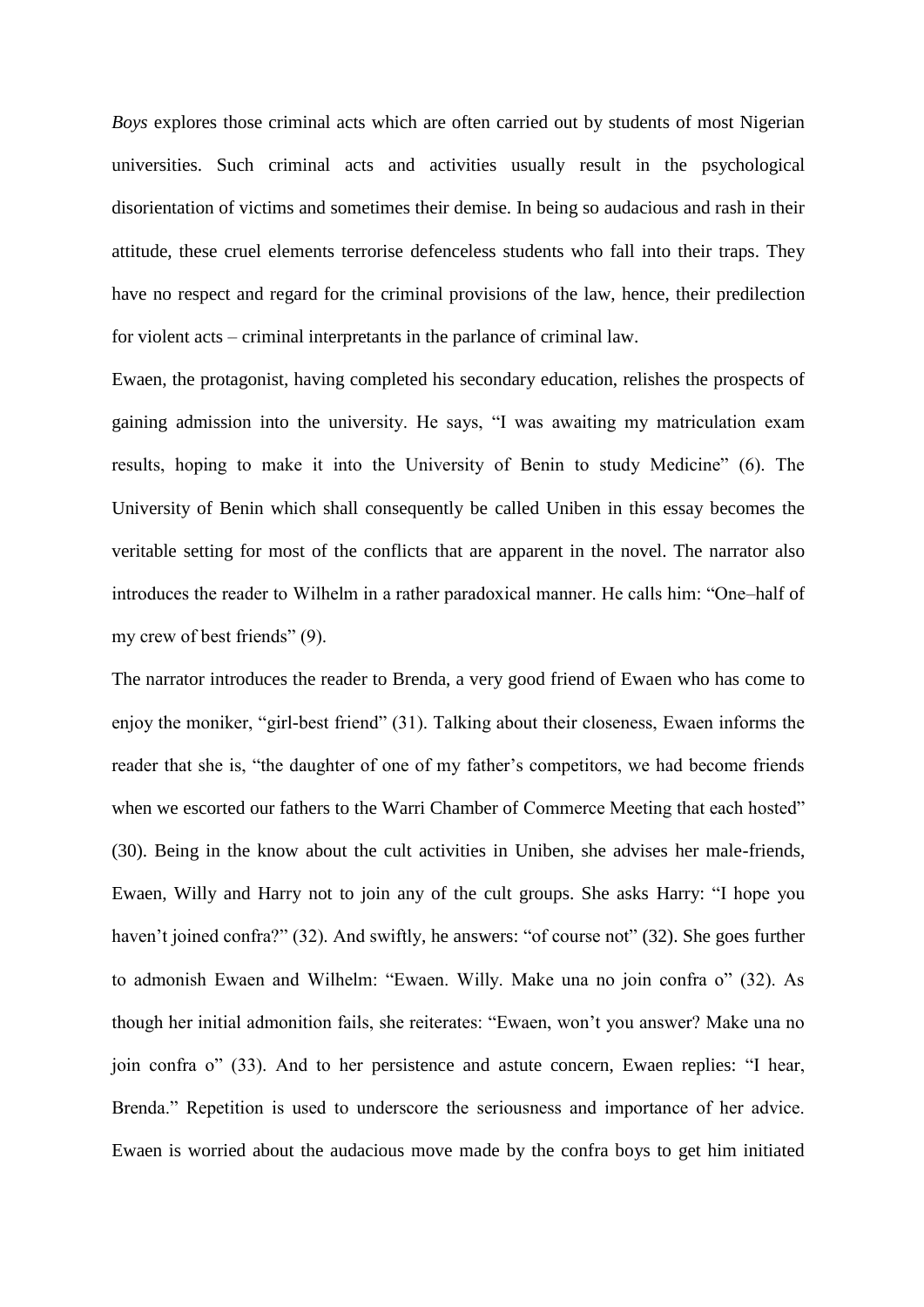*Boys* explores those criminal acts which are often carried out by students of most Nigerian universities. Such criminal acts and activities usually result in the psychological disorientation of victims and sometimes their demise. In being so audacious and rash in their attitude, these cruel elements terrorise defenceless students who fall into their traps. They have no respect and regard for the criminal provisions of the law, hence, their predilection for violent acts – criminal interpretants in the parlance of criminal law.

Ewaen, the protagonist, having completed his secondary education, relishes the prospects of gaining admission into the university. He says, "I was awaiting my matriculation exam results, hoping to make it into the University of Benin to study Medicine" (6). The University of Benin which shall consequently be called Uniben in this essay becomes the veritable setting for most of the conflicts that are apparent in the novel. The narrator also introduces the reader to Wilhelm in a rather paradoxical manner. He calls him: "One–half of my crew of best friends" (9).

The narrator introduces the reader to Brenda, a very good friend of Ewaen who has come to enjoy the moniker, "girl-best friend" (31). Talking about their closeness, Ewaen informs the reader that she is, "the daughter of one of my father's competitors, we had become friends when we escorted our fathers to the Warri Chamber of Commerce Meeting that each hosted" (30). Being in the know about the cult activities in Uniben, she advises her male-friends, Ewaen, Willy and Harry not to join any of the cult groups. She asks Harry: "I hope you haven't joined confra?" (32). And swiftly, he answers: "of course not" (32). She goes further to admonish Ewaen and Wilhelm: "Ewaen. Willy. Make una no join confra o" (32). As though her initial admonition fails, she reiterates: "Ewaen, won't you answer? Make una no join confra o" (33). And to her persistence and astute concern, Ewaen replies: "I hear, Brenda." Repetition is used to underscore the seriousness and importance of her advice. Ewaen is worried about the audacious move made by the confra boys to get him initiated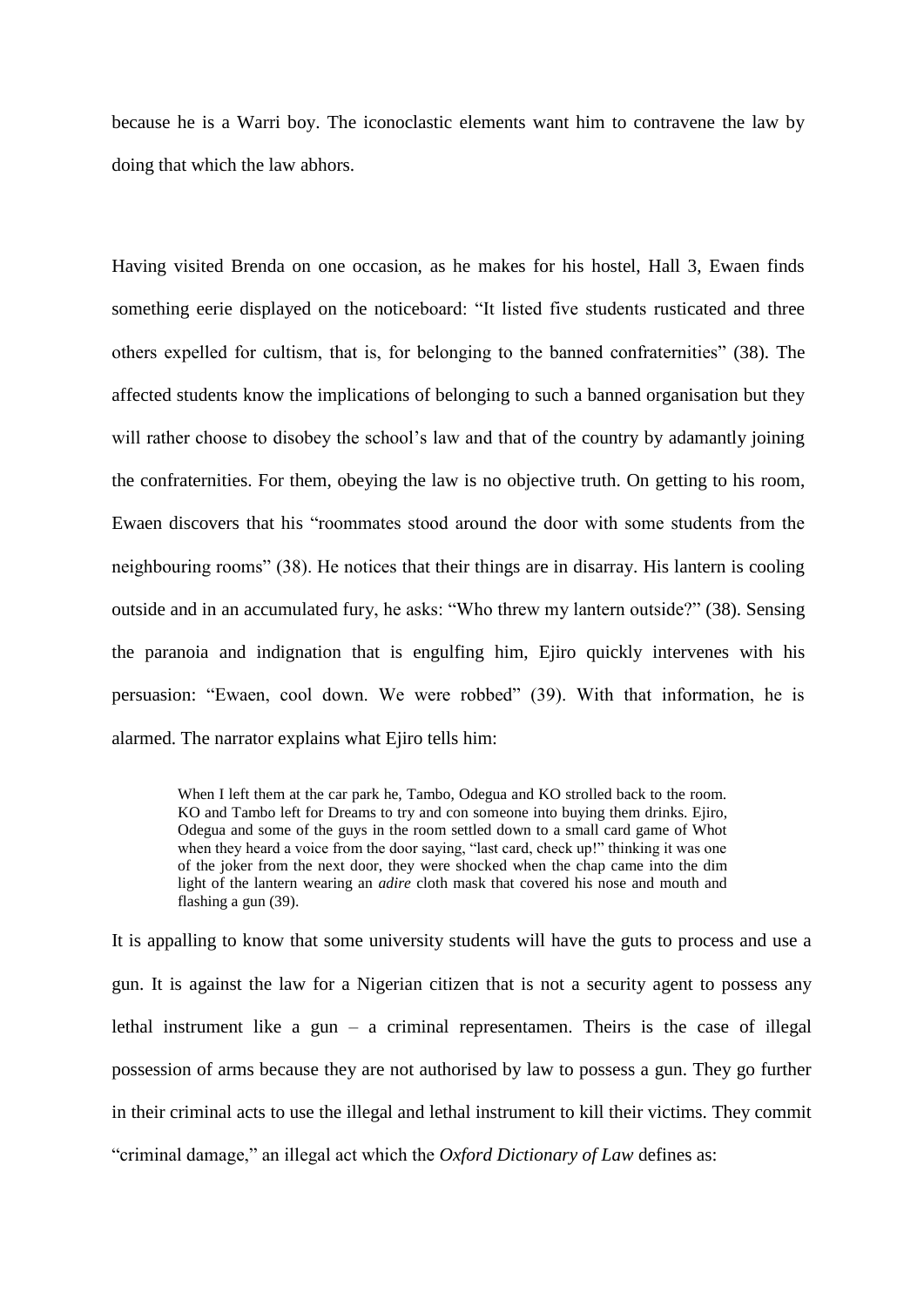because he is a Warri boy. The iconoclastic elements want him to contravene the law by doing that which the law abhors.

Having visited Brenda on one occasion, as he makes for his hostel, Hall 3, Ewaen finds something eerie displayed on the noticeboard: "It listed five students rusticated and three others expelled for cultism, that is, for belonging to the banned confraternities" (38). The affected students know the implications of belonging to such a banned organisation but they will rather choose to disobey the school's law and that of the country by adamantly joining the confraternities. For them, obeying the law is no objective truth. On getting to his room, Ewaen discovers that his "roommates stood around the door with some students from the neighbouring rooms" (38). He notices that their things are in disarray. His lantern is cooling outside and in an accumulated fury, he asks: "Who threw my lantern outside?" (38). Sensing the paranoia and indignation that is engulfing him, Ejiro quickly intervenes with his persuasion: "Ewaen, cool down. We were robbed" (39). With that information, he is alarmed. The narrator explains what Ejiro tells him:

> When I left them at the car park he, Tambo, Odegua and KO strolled back to the room. KO and Tambo left for Dreams to try and con someone into buying them drinks. Ejiro, Odegua and some of the guys in the room settled down to a small card game of Whot when they heard a voice from the door saying, "last card, check up!" thinking it was one of the joker from the next door, they were shocked when the chap came into the dim light of the lantern wearing an *adire* cloth mask that covered his nose and mouth and flashing a gun (39).

It is appalling to know that some university students will have the guts to process and use a gun. It is against the law for a Nigerian citizen that is not a security agent to possess any lethal instrument like a gun – a criminal representamen. Theirs is the case of illegal possession of arms because they are not authorised by law to possess a gun. They go further in their criminal acts to use the illegal and lethal instrument to kill their victims. They commit "criminal damage," an illegal act which the *Oxford Dictionary of Law* defines as: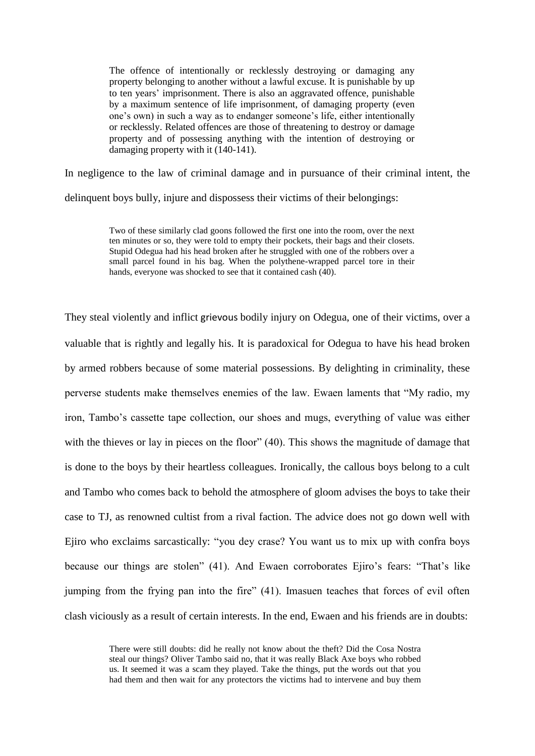> The offence of intentionally or recklessly destroying or damaging any property belonging to another without a lawful excuse. It is punishable by up to ten years' imprisonment. There is also an aggravated offence, punishable by a maximum sentence of life imprisonment, of damaging property (even one's own) in such a way as to endanger someone's life, either intentionally or recklessly. Related offences are those of threatening to destroy or damage property and of possessing anything with the intention of destroying or damaging property with it (140-141).

In negligence to the law of criminal damage and in pursuance of their criminal intent, the delinquent boys bully, injure and dispossess their victims of their belongings:

> Two of these similarly clad goons followed the first one into the room, over the next ten minutes or so, they were told to empty their pockets, their bags and their closets. Stupid Odegua had his head broken after he struggled with one of the robbers over a small parcel found in his bag. When the polythene-wrapped parcel tore in their hands, everyone was shocked to see that it contained cash (40).

They steal violently and inflict grievous bodily injury on Odegua, one of their victims, over a valuable that is rightly and legally his. It is paradoxical for Odegua to have his head broken by armed robbers because of some material possessions. By delighting in criminality, these perverse students make themselves enemies of the law. Ewaen laments that "My radio, my iron, Tambo's cassette tape collection, our shoes and mugs, everything of value was either with the thieves or lay in pieces on the floor" (40). This shows the magnitude of damage that is done to the boys by their heartless colleagues. Ironically, the callous boys belong to a cult and Tambo who comes back to behold the atmosphere of gloom advises the boys to take their case to TJ, as renowned cultist from a rival faction. The advice does not go down well with Ejiro who exclaims sarcastically: "you dey crase? You want us to mix up with confra boys because our things are stolen" (41). And Ewaen corroborates Ejiro's fears: "That's like jumping from the frying pan into the fire" (41). Imasuen teaches that forces of evil often clash viciously as a result of certain interests. In the end, Ewaen and his friends are in doubts:

> There were still doubts: did he really not know about the theft? Did the Cosa Nostra steal our things? Oliver Tambo said no, that it was really Black Axe boys who robbed us. It seemed it was a scam they played. Take the things, put the words out that you had them and then wait for any protectors the victims had to intervene and buy them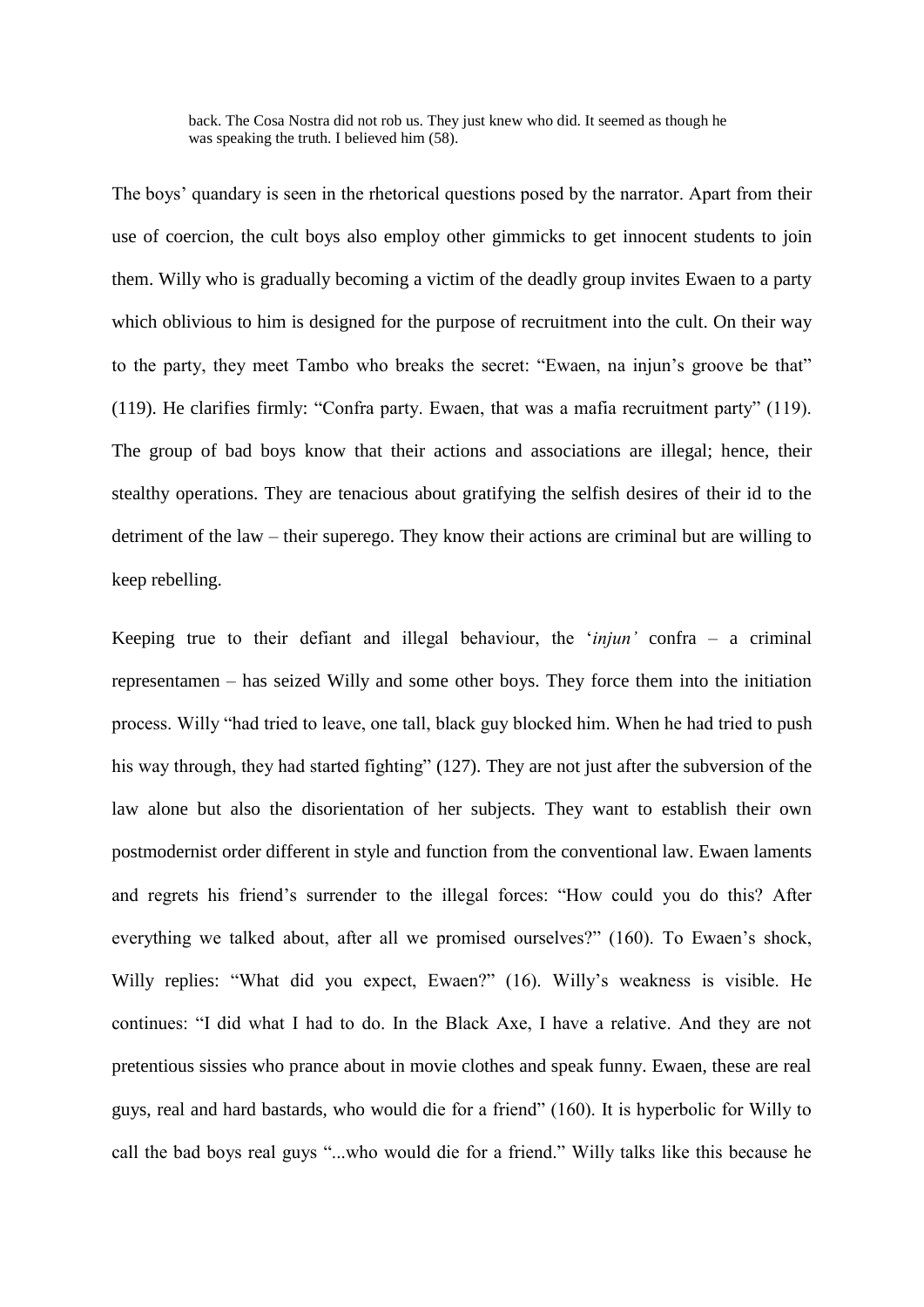> back. The Cosa Nostra did not rob us. They just knew who did. It seemed as though he was speaking the truth. I believed him (58).

The boys' quandary is seen in the rhetorical questions posed by the narrator. Apart from their use of coercion, the cult boys also employ other gimmicks to get innocent students to join them. Willy who is gradually becoming a victim of the deadly group invites Ewaen to a party which oblivious to him is designed for the purpose of recruitment into the cult. On their way to the party, they meet Tambo who breaks the secret: "Ewaen, na injun's groove be that" (119). He clarifies firmly: "Confra party. Ewaen, that was a mafia recruitment party" (119). The group of bad boys know that their actions and associations are illegal; hence, their stealthy operations. They are tenacious about gratifying the selfish desires of their id to the detriment of the law – their superego. They know their actions are criminal but are willing to keep rebelling.

Keeping true to their defiant and illegal behaviour, the '*injun'* confra – a criminal representamen – has seized Willy and some other boys. They force them into the initiation process. Willy "had tried to leave, one tall, black guy blocked him. When he had tried to push his way through, they had started fighting" (127). They are not just after the subversion of the law alone but also the disorientation of her subjects. They want to establish their own postmodernist order different in style and function from the conventional law. Ewaen laments and regrets his friend's surrender to the illegal forces: "How could you do this? After everything we talked about, after all we promised ourselves?" (160). To Ewaen's shock, Willy replies: "What did you expect, Ewaen?" (16). Willy's weakness is visible. He continues: "I did what I had to do. In the Black Axe, I have a relative. And they are not pretentious sissies who prance about in movie clothes and speak funny. Ewaen, these are real guys, real and hard bastards, who would die for a friend" (160). It is hyperbolic for Willy to call the bad boys real guys "...who would die for a friend." Willy talks like this because he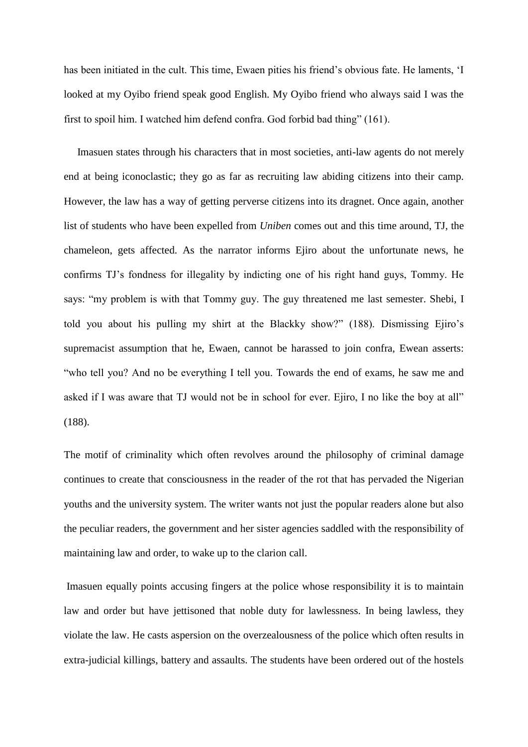has been initiated in the cult. This time, Ewaen pities his friend's obvious fate. He laments, 'I looked at my Oyibo friend speak good English. My Oyibo friend who always said I was the first to spoil him. I watched him defend confra. God forbid bad thing" (161).

Imasuen states through his characters that in most societies, anti-law agents do not merely end at being iconoclastic; they go as far as recruiting law abiding citizens into their camp. However, the law has a way of getting perverse citizens into its dragnet. Once again, another list of students who have been expelled from *Uniben* comes out and this time around, TJ, the chameleon, gets affected. As the narrator informs Ejiro about the unfortunate news, he confirms TJ's fondness for illegality by indicting one of his right hand guys, Tommy. He says: "my problem is with that Tommy guy. The guy threatened me last semester. Shebi, I told you about his pulling my shirt at the Blackky show?" (188). Dismissing Ejiro's supremacist assumption that he, Ewaen, cannot be harassed to join confra, Ewean asserts: "who tell you? And no be everything I tell you. Towards the end of exams, he saw me and asked if I was aware that TJ would not be in school for ever. Ejiro, I no like the boy at all" (188).

The motif of criminality which often revolves around the philosophy of criminal damage continues to create that consciousness in the reader of the rot that has pervaded the Nigerian youths and the university system. The writer wants not just the popular readers alone but also the peculiar readers, the government and her sister agencies saddled with the responsibility of maintaining law and order, to wake up to the clarion call.

Imasuen equally points accusing fingers at the police whose responsibility it is to maintain law and order but have jettisoned that noble duty for lawlessness. In being lawless, they violate the law. He casts aspersion on the overzealousness of the police which often results in extra-judicial killings, battery and assaults. The students have been ordered out of the hostels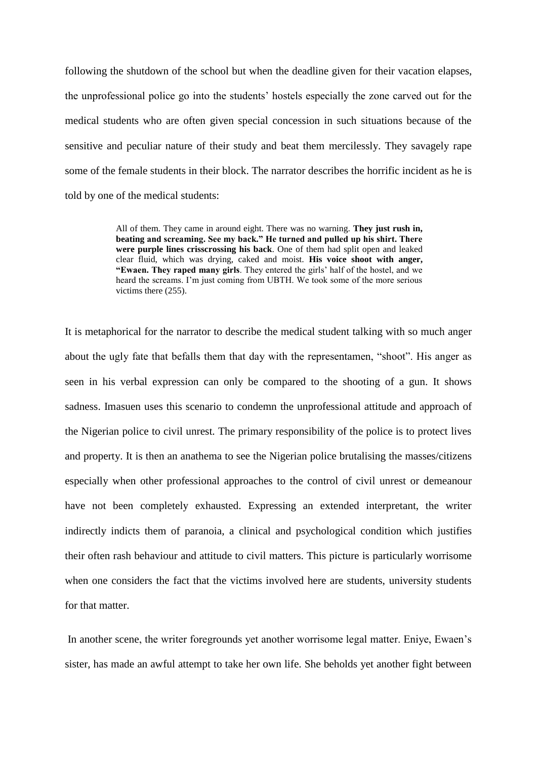following the shutdown of the school but when the deadline given for their vacation elapses, the unprofessional police go into the students' hostels especially the zone carved out for the medical students who are often given special concession in such situations because of the sensitive and peculiar nature of their study and beat them mercilessly. They savagely rape some of the female students in their block. The narrator describes the horrific incident as he is told by one of the medical students:

> All of them. They came in around eight. There was no warning. **They just rush in, beating and screaming. See my back." He turned and pulled up his shirt. There were purple lines crisscrossing his back**. One of them had split open and leaked clear fluid, which was drying, caked and moist. **His voice shoot with anger, "Ewaen. They raped many girls**. They entered the girls' half of the hostel, and we heard the screams. I'm just coming from UBTH. We took some of the more serious victims there (255).

It is metaphorical for the narrator to describe the medical student talking with so much anger about the ugly fate that befalls them that day with the representamen, "shoot". His anger as seen in his verbal expression can only be compared to the shooting of a gun. It shows sadness. Imasuen uses this scenario to condemn the unprofessional attitude and approach of the Nigerian police to civil unrest. The primary responsibility of the police is to protect lives and property. It is then an anathema to see the Nigerian police brutalising the masses/citizens especially when other professional approaches to the control of civil unrest or demeanour have not been completely exhausted. Expressing an extended interpretant, the writer indirectly indicts them of paranoia, a clinical and psychological condition which justifies their often rash behaviour and attitude to civil matters. This picture is particularly worrisome when one considers the fact that the victims involved here are students, university students for that matter.

In another scene, the writer foregrounds yet another worrisome legal matter. Eniye, Ewaen's sister, has made an awful attempt to take her own life. She beholds yet another fight between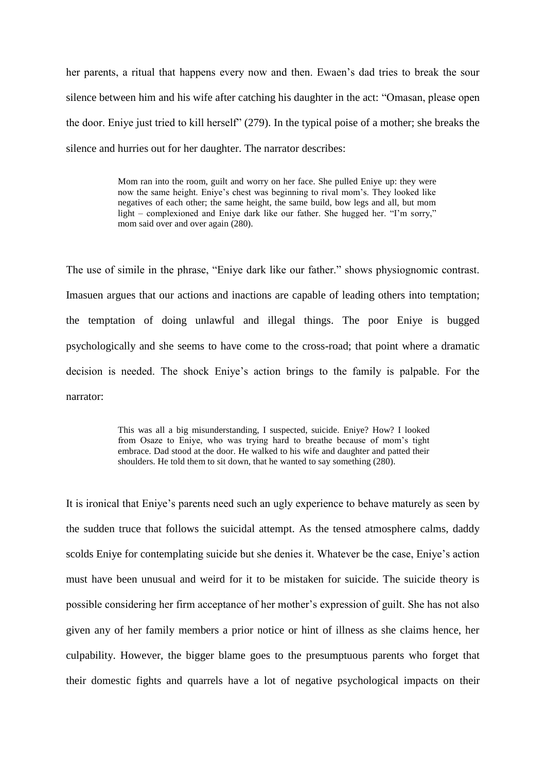her parents, a ritual that happens every now and then. Ewaen's dad tries to break the sour silence between him and his wife after catching his daughter in the act: "Omasan, please open the door. Eniye just tried to kill herself" (279). In the typical poise of a mother; she breaks the silence and hurries out for her daughter. The narrator describes:

> Mom ran into the room, guilt and worry on her face. She pulled Eniye up: they were now the same height. Eniye's chest was beginning to rival mom's. They looked like negatives of each other; the same height, the same build, bow legs and all, but mom light – complexioned and Eniye dark like our father. She hugged her. "I'm sorry," mom said over and over again (280).

The use of simile in the phrase, "Eniye dark like our father." shows physiognomic contrast. Imasuen argues that our actions and inactions are capable of leading others into temptation; the temptation of doing unlawful and illegal things. The poor Eniye is bugged psychologically and she seems to have come to the cross-road; that point where a dramatic decision is needed. The shock Eniye's action brings to the family is palpable. For the narrator:

> This was all a big misunderstanding, I suspected, suicide. Eniye? How? I looked from Osaze to Eniye, who was trying hard to breathe because of mom's tight embrace. Dad stood at the door. He walked to his wife and daughter and patted their shoulders. He told them to sit down, that he wanted to say something (280).

It is ironical that Eniye's parents need such an ugly experience to behave maturely as seen by the sudden truce that follows the suicidal attempt. As the tensed atmosphere calms, daddy scolds Eniye for contemplating suicide but she denies it. Whatever be the case, Eniye's action must have been unusual and weird for it to be mistaken for suicide. The suicide theory is possible considering her firm acceptance of her mother's expression of guilt. She has not also given any of her family members a prior notice or hint of illness as she claims hence, her culpability. However, the bigger blame goes to the presumptuous parents who forget that their domestic fights and quarrels have a lot of negative psychological impacts on their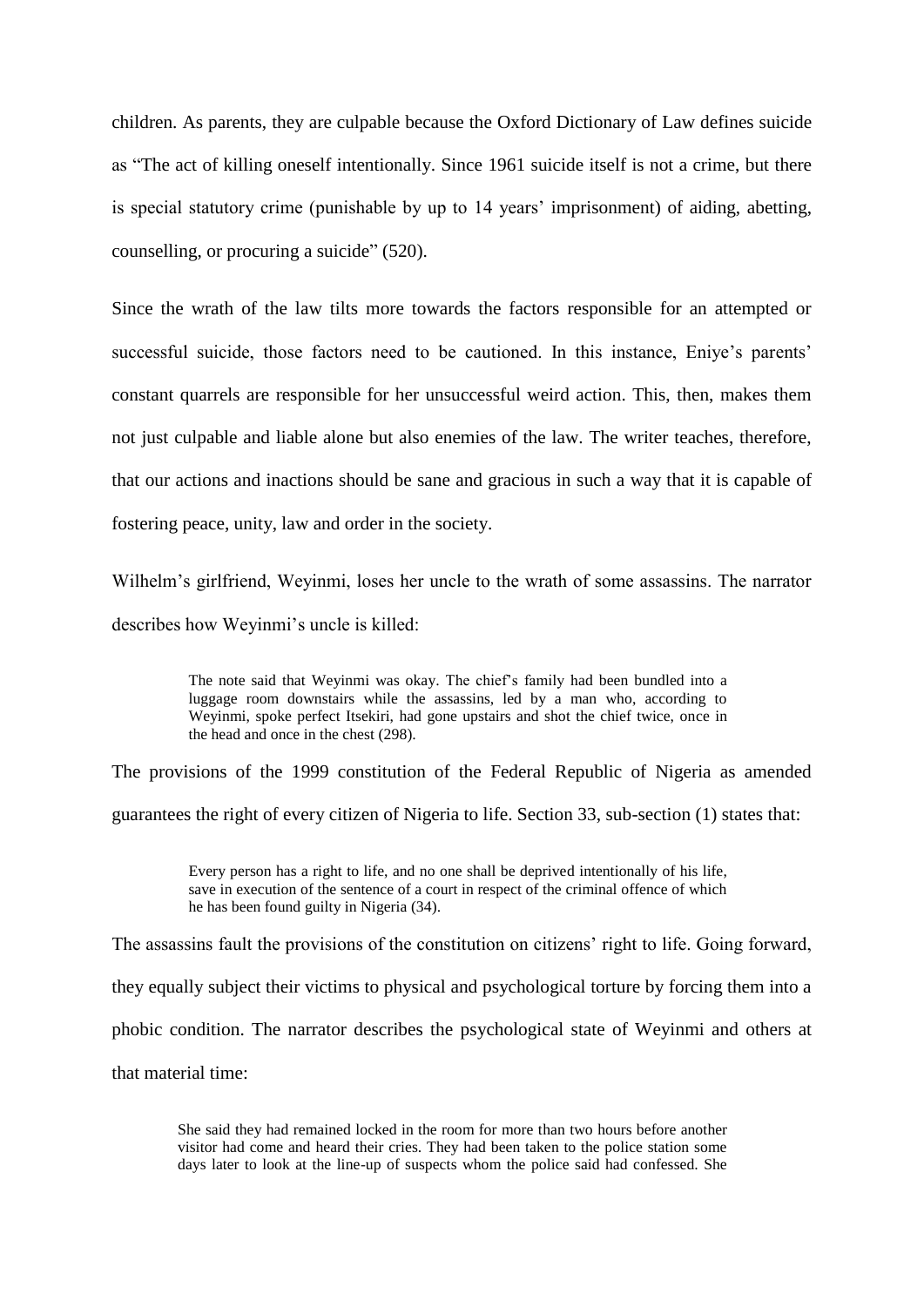children. As parents, they are culpable because the Oxford Dictionary of Law defines suicide as "The act of killing oneself intentionally. Since 1961 suicide itself is not a crime, but there is special statutory crime (punishable by up to 14 years' imprisonment) of aiding, abetting, counselling, or procuring a suicide" (520).

Since the wrath of the law tilts more towards the factors responsible for an attempted or successful suicide, those factors need to be cautioned. In this instance, Eniye's parents' constant quarrels are responsible for her unsuccessful weird action. This, then, makes them not just culpable and liable alone but also enemies of the law. The writer teaches, therefore, that our actions and inactions should be sane and gracious in such a way that it is capable of fostering peace, unity, law and order in the society.

Wilhelm's girlfriend, Weyinmi, loses her uncle to the wrath of some assassins. The narrator describes how Weyinmi's uncle is killed:

> The note said that Weyinmi was okay. The chief's family had been bundled into a luggage room downstairs while the assassins, led by a man who, according to Weyinmi, spoke perfect Itsekiri, had gone upstairs and shot the chief twice, once in the head and once in the chest (298).

The provisions of the 1999 constitution of the Federal Republic of Nigeria as amended guarantees the right of every citizen of Nigeria to life. Section 33, sub-section (1) states that:

> Every person has a right to life, and no one shall be deprived intentionally of his life, save in execution of the sentence of a court in respect of the criminal offence of which he has been found guilty in Nigeria (34).

The assassins fault the provisions of the constitution on citizens' right to life. Going forward, they equally subject their victims to physical and psychological torture by forcing them into a phobic condition. The narrator describes the psychological state of Weyinmi and others at that material time:

> She said they had remained locked in the room for more than two hours before another visitor had come and heard their cries. They had been taken to the police station some days later to look at the line-up of suspects whom the police said had confessed. She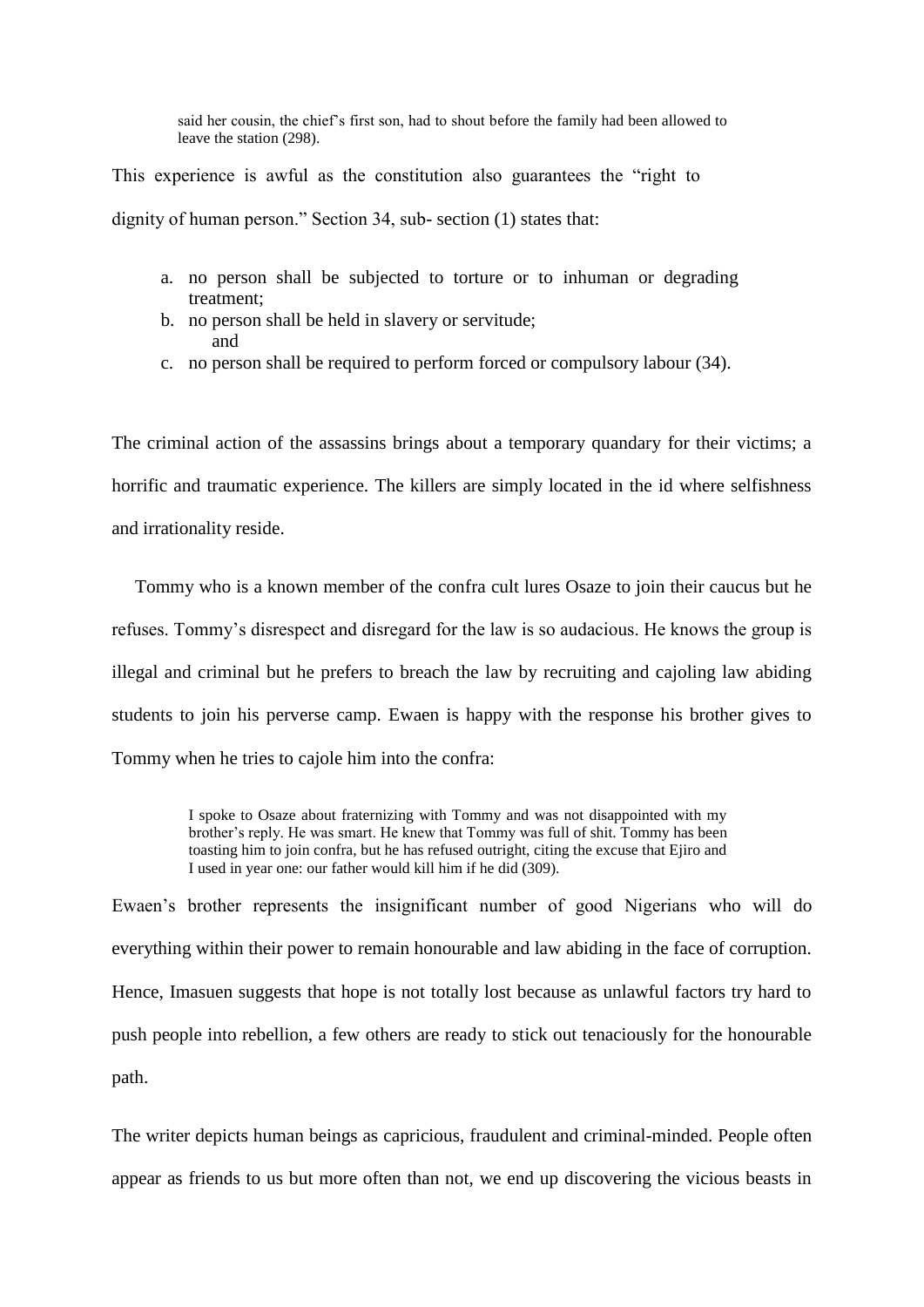> said her cousin, the chief's first son, had to shout before the family had been allowed to leave the station (298).

This experience is awful as the constitution also guarantees the "right to dignity of human person." Section 34, sub- section (1) states that:

> a. no person shall be subjected to torture or to inhuman or degrading treatment;
> b. no person shall be held in slavery or servitude; and
> c. no person shall be required to perform forced or compulsory labour (34).

The criminal action of the assassins brings about a temporary quandary for their victims; a horrific and traumatic experience. The killers are simply located in the id where selfishness and irrationality reside.

Tommy who is a known member of the confra cult lures Osaze to join their caucus but he refuses. Tommy's disrespect and disregard for the law is so audacious. He knows the group is illegal and criminal but he prefers to breach the law by recruiting and cajoling law abiding students to join his perverse camp. Ewaen is happy with the response his brother gives to Tommy when he tries to cajole him into the confra:

> I spoke to Osaze about fraternizing with Tommy and was not disappointed with my brother's reply. He was smart. He knew that Tommy was full of shit. Tommy has been toasting him to join confra, but he has refused outright, citing the excuse that Ejiro and I used in year one: our father would kill him if he did (309).

Ewaen's brother represents the insignificant number of good Nigerians who will do everything within their power to remain honourable and law abiding in the face of corruption. Hence, Imasuen suggests that hope is not totally lost because as unlawful factors try hard to push people into rebellion, a few others are ready to stick out tenaciously for the honourable path.

The writer depicts human beings as capricious, fraudulent and criminal-minded. People often appear as friends to us but more often than not, we end up discovering the vicious beasts in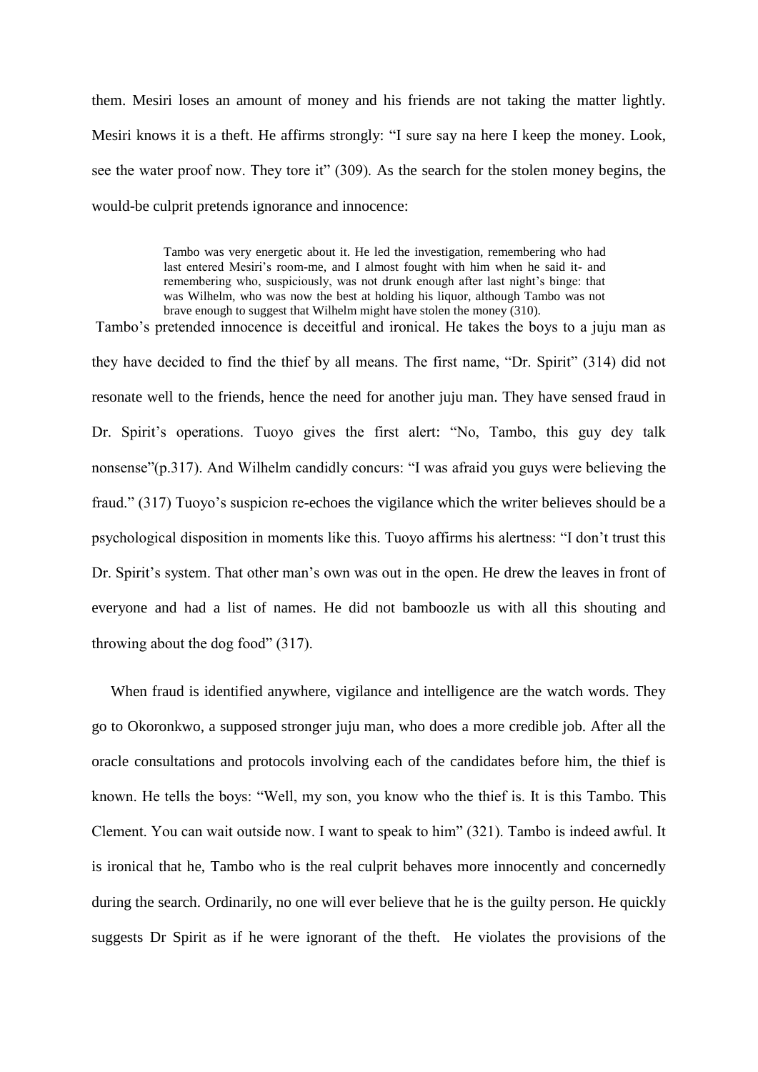them. Mesiri loses an amount of money and his friends are not taking the matter lightly. Mesiri knows it is a theft. He affirms strongly: "I sure say na here I keep the money. Look, see the water proof now. They tore it" (309). As the search for the stolen money begins, the would-be culprit pretends ignorance and innocence:

> Tambo was very energetic about it. He led the investigation, remembering who had last entered Mesiri's room-me, and I almost fought with him when he said it- and remembering who, suspiciously, was not drunk enough after last night's binge: that was Wilhelm, who was now the best at holding his liquor, although Tambo was not brave enough to suggest that Wilhelm might have stolen the money (310).

Tambo's pretended innocence is deceitful and ironical. He takes the boys to a juju man as they have decided to find the thief by all means. The first name, "Dr. Spirit" (314) did not resonate well to the friends, hence the need for another juju man. They have sensed fraud in Dr. Spirit's operations. Tuoyo gives the first alert: "No, Tambo, this guy dey talk nonsense"(p.317). And Wilhelm candidly concurs: "I was afraid you guys were believing the fraud." (317) Tuoyo's suspicion re-echoes the vigilance which the writer believes should be a psychological disposition in moments like this. Tuoyo affirms his alertness: "I don't trust this Dr. Spirit's system. That other man's own was out in the open. He drew the leaves in front of everyone and had a list of names. He did not bamboozle us with all this shouting and throwing about the dog food" (317).

When fraud is identified anywhere, vigilance and intelligence are the watch words. They go to Okoronkwo, a supposed stronger juju man, who does a more credible job. After all the oracle consultations and protocols involving each of the candidates before him, the thief is known. He tells the boys: "Well, my son, you know who the thief is. It is this Tambo. This Clement. You can wait outside now. I want to speak to him" (321). Tambo is indeed awful. It is ironical that he, Tambo who is the real culprit behaves more innocently and concernedly during the search. Ordinarily, no one will ever believe that he is the guilty person. He quickly suggests Dr Spirit as if he were ignorant of the theft. He violates the provisions of the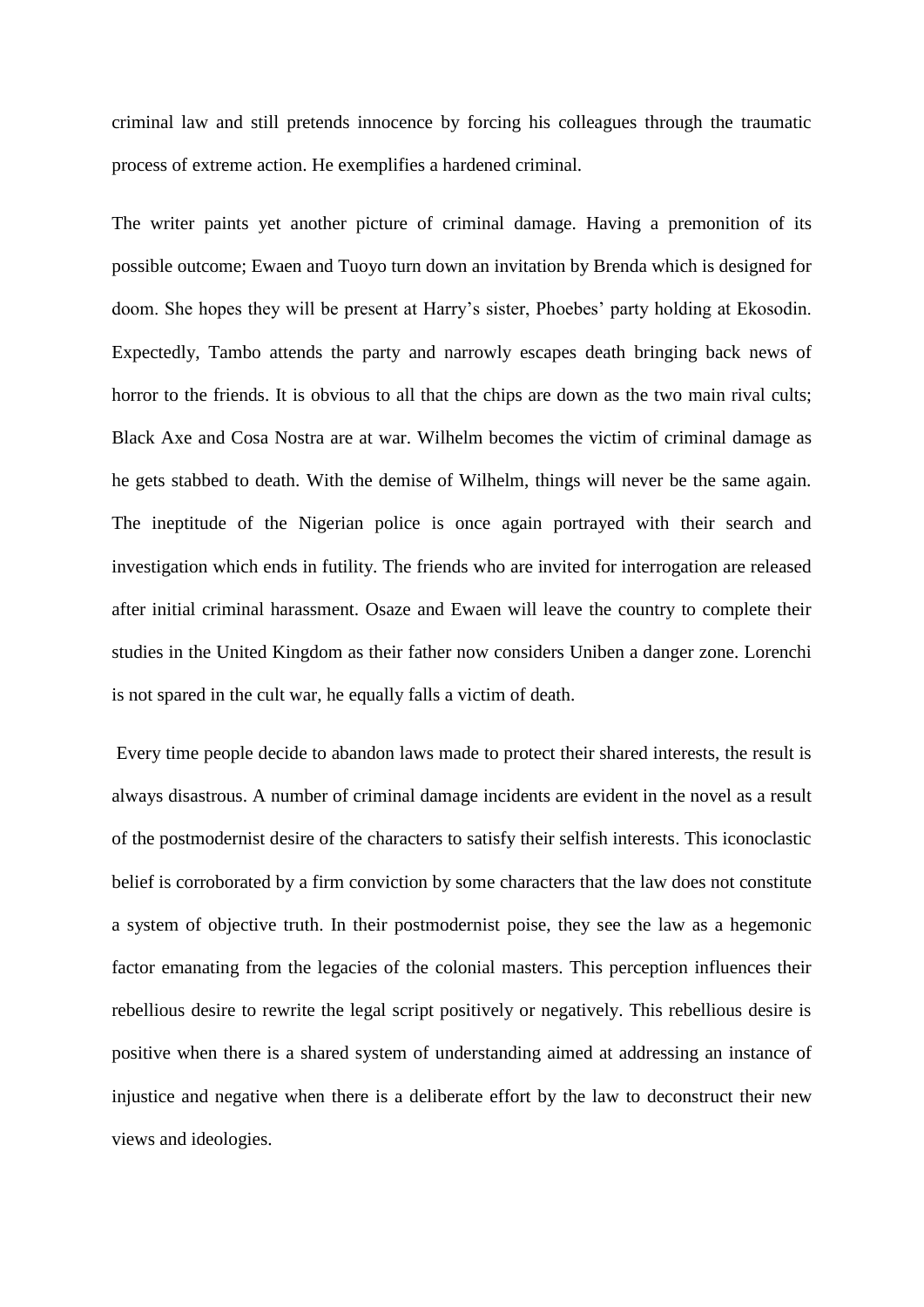criminal law and still pretends innocence by forcing his colleagues through the traumatic process of extreme action. He exemplifies a hardened criminal.

The writer paints yet another picture of criminal damage. Having a premonition of its possible outcome; Ewaen and Tuoyo turn down an invitation by Brenda which is designed for doom. She hopes they will be present at Harry's sister, Phoebes' party holding at Ekosodin. Expectedly, Tambo attends the party and narrowly escapes death bringing back news of horror to the friends. It is obvious to all that the chips are down as the two main rival cults; Black Axe and Cosa Nostra are at war. Wilhelm becomes the victim of criminal damage as he gets stabbed to death. With the demise of Wilhelm, things will never be the same again. The ineptitude of the Nigerian police is once again portrayed with their search and investigation which ends in futility. The friends who are invited for interrogation are released after initial criminal harassment. Osaze and Ewaen will leave the country to complete their studies in the United Kingdom as their father now considers Uniben a danger zone. Lorenchi is not spared in the cult war, he equally falls a victim of death.

Every time people decide to abandon laws made to protect their shared interests, the result is always disastrous. A number of criminal damage incidents are evident in the novel as a result of the postmodernist desire of the characters to satisfy their selfish interests. This iconoclastic belief is corroborated by a firm conviction by some characters that the law does not constitute a system of objective truth. In their postmodernist poise, they see the law as a hegemonic factor emanating from the legacies of the colonial masters. This perception influences their rebellious desire to rewrite the legal script positively or negatively. This rebellious desire is positive when there is a shared system of understanding aimed at addressing an instance of injustice and negative when there is a deliberate effort by the law to deconstruct their new views and ideologies.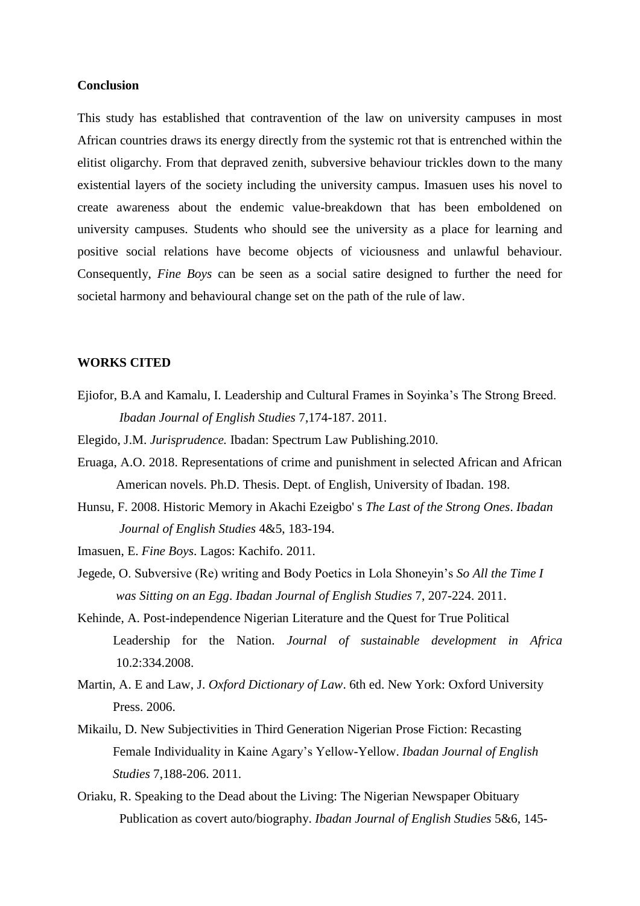**Conclusion**

This study has established that contravention of the law on university campuses in most African countries draws its energy directly from the systemic rot that is entrenched within the elitist oligarchy. From that depraved zenith, subversive behaviour trickles down to the many existential layers of the society including the university campus. Imasuen uses his novel to create awareness about the endemic value-breakdown that has been emboldened on university campuses. Students who should see the university as a place for learning and positive social relations have become objects of viciousness and unlawful behaviour. Consequently, *Fine Boys* can be seen as a social satire designed to further the need for societal harmony and behavioural change set on the path of the rule of law.

**WORKS CITED**

Ejiofor, B.A and Kamalu, I. Leadership and Cultural Frames in Soyinka's The Strong Breed. *Ibadan Journal of English Studies* 7,174-187. 2011.

Elegido, J.M. *Jurisprudence.* Ibadan: Spectrum Law Publishing.2010.

Eruaga, A.O. 2018. Representations of crime and punishment in selected African and African American novels. Ph.D. Thesis. Dept. of English, University of Ibadan. 198.

Hunsu, F. 2008. Historic Memory in Akachi Ezeigbo' s *The Last of the Strong Ones*. *Ibadan Journal of English Studies* 4&5, 183-194.

Imasuen, E. *Fine Boys*. Lagos: Kachifo. 2011.

Jegede, O. Subversive (Re) writing and Body Poetics in Lola Shoneyin's *So All the Time I was Sitting on an Egg*. *Ibadan Journal of English Studies* 7, 207-224. 2011.

Kehinde, A. Post-independence Nigerian Literature and the Quest for True Political Leadership for the Nation. *Journal of sustainable development in Africa* 10.2:334.2008.

Martin, A. E and Law, J. *Oxford Dictionary of Law*. 6th ed. New York: Oxford University Press. 2006.

Mikailu, D. New Subjectivities in Third Generation Nigerian Prose Fiction: Recasting Female Individuality in Kaine Agary's Yellow-Yellow. *Ibadan Journal of English Studies* 7,188-206. 2011.

Oriaku, R. Speaking to the Dead about the Living: The Nigerian Newspaper Obituary Publication as covert auto/biography. *Ibadan Journal of English Studies* 5&6, 145-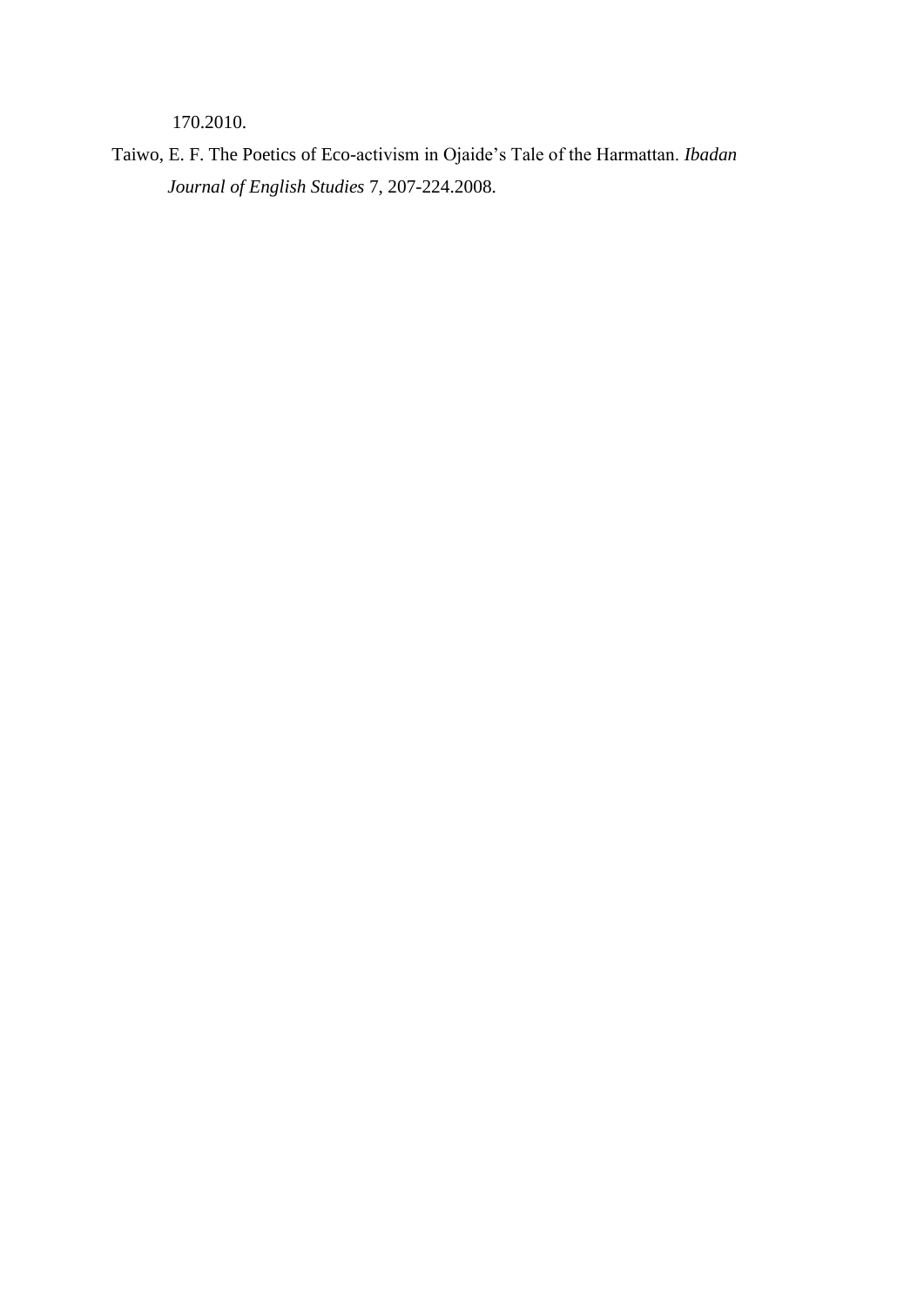170.2010.

Taiwo, E. F. The Poetics of Eco-activism in Ojaide's Tale of the Harmattan. *Ibadan Journal of English Studies* 7, 207-224.2008.